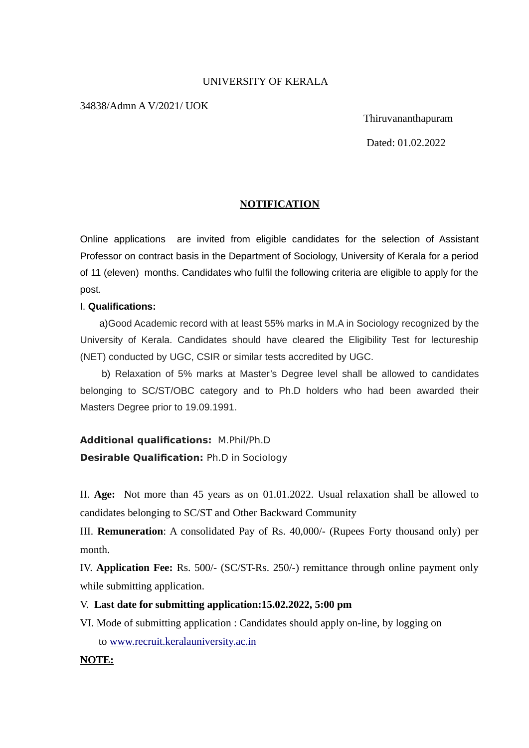UNIVERSITY OF KERALA

34838/Admn A V/2021/ UOK

Thiruvananthapuram

Dated: 01.02.2022

## NOTIFICATION

Online applications are invited from eligible candidates for the selection of Assistant Professor on contract basis in the Department of Sociology, University of Kerala for a period of 11 (eleven) months. Candidates who fulfil the following criteria are eligible to apply for the post.

I. **Qualifications:**

a)Good Academic record with at least 55% marks in M.A in Sociology recognized by the University of Kerala. Candidates should have cleared the Eligibility Test for lectureship (NET) conducted by UGC, CSIR or similar tests accredited by UGC.

b) Relaxation of 5% marks at Master's Degree level shall be allowed to candidates belonging to SC/ST/OBC category and to Ph.D holders who had been awarded their Masters Degree prior to 19.09.1991.

**Additional qualifications:** M.Phil/Ph.D

**Desirable Qualification:** Ph.D in Sociology

II. **Age:** Not more than 45 years as on 01.01.2022. Usual relaxation shall be allowed to candidates belonging to SC/ST and Other Backward Community

III. **Remuneration**: A consolidated Pay of Rs. 40,000/- (Rupees Forty thousand only) per month.

IV. **Application Fee:** Rs. 500/- (SC/ST-Rs. 250/-) remittance through online payment only while submitting application.

V. **Last date for submitting application:15.02.2022, 5:00 pm**

VI. Mode of submitting application : Candidates should apply on-line, by logging on to www.recruit.keralauniversity.ac.in

**NOTE:**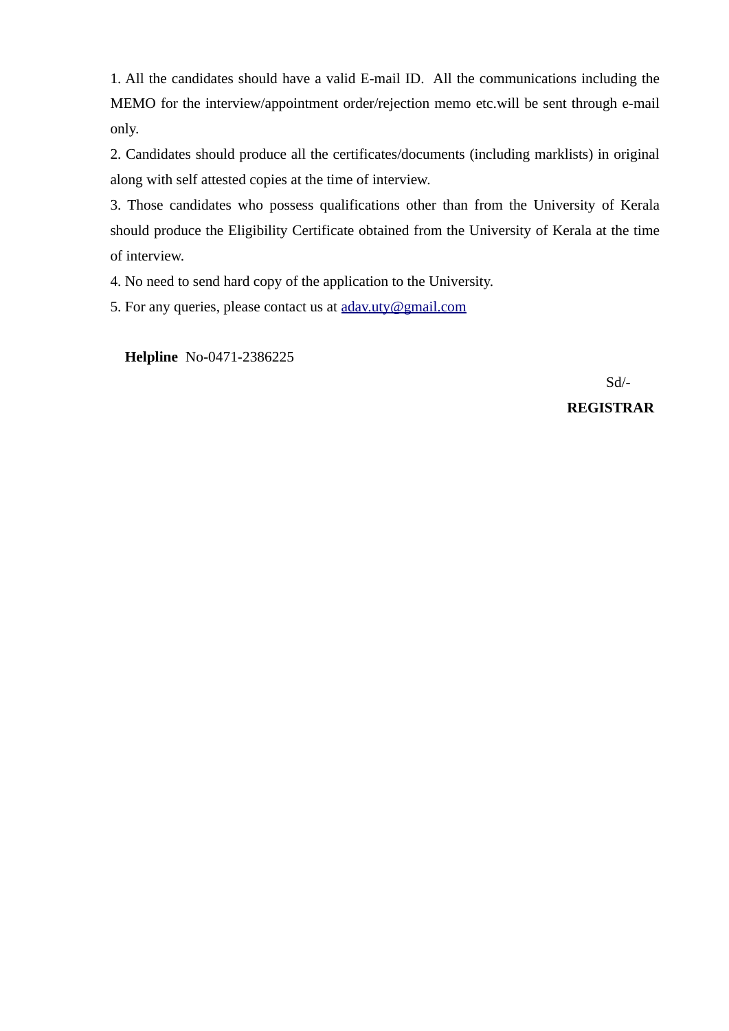1. All the candidates should have a valid E-mail ID. All the communications including the MEMO for the interview/appointment order/rejection memo etc.will be sent through e-mail only.
2. Candidates should produce all the certificates/documents (including marklists) in original along with self attested copies at the time of interview.
3. Those candidates who possess qualifications other than from the University of Kerala should produce the Eligibility Certificate obtained from the University of Kerala at the time of interview.
4. No need to send hard copy of the application to the University.
5. For any queries, please contact us at adav.uty@gmail.com

**Helpline** No-0471-2386225

Sd/-

**REGISTRAR**